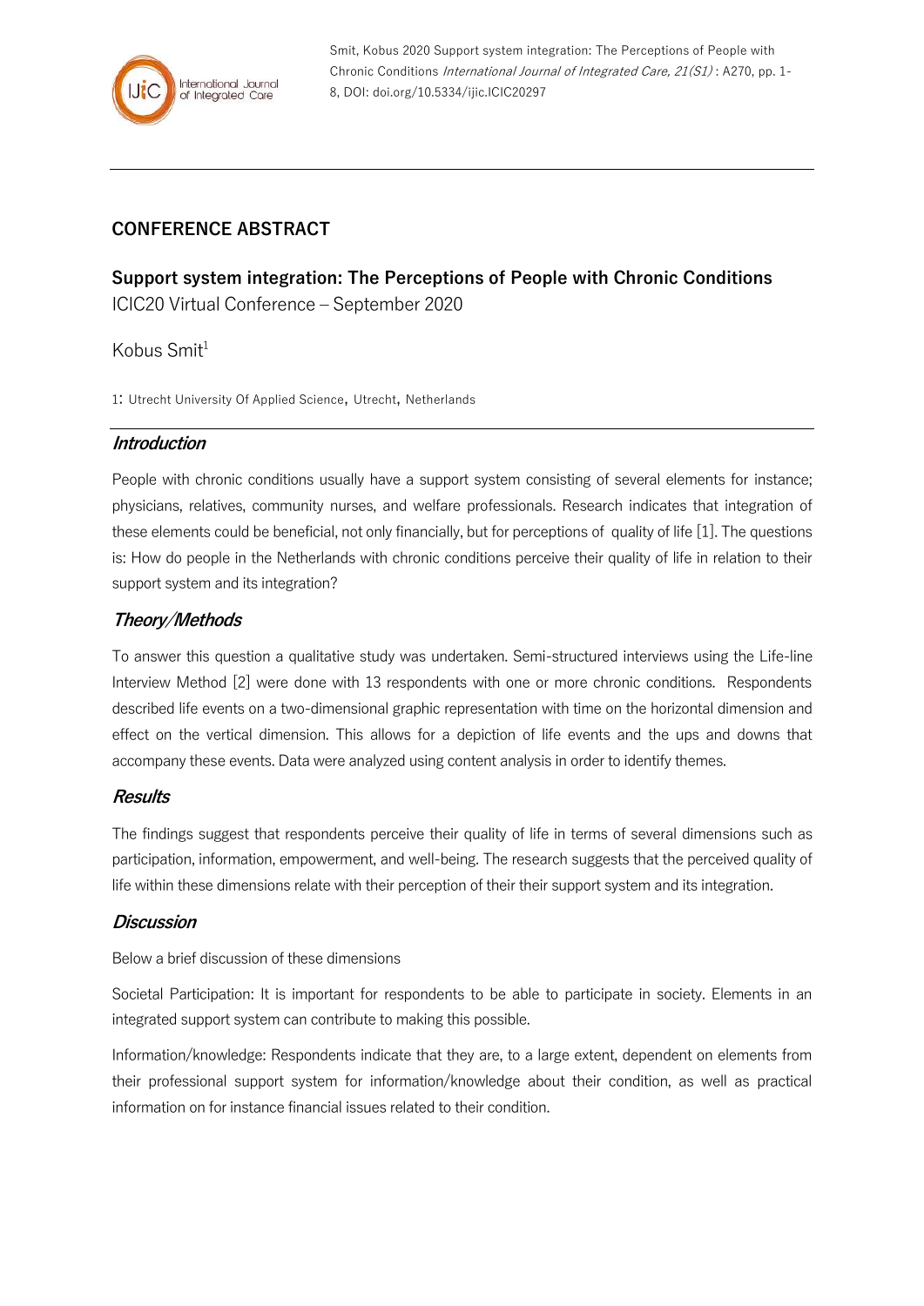## CONFERENCE ABSTRACT

# Support system integration: The Perceptions of People with Chronic Conditions

ICIC20 Virtual Conference – September 2020

Kobus Smit[1]

1: Utrecht University Of Applied Science, Utrecht, Netherlands

### *Introduction*

People with chronic conditions usually have a support system consisting of several elements for instance; physicians, relatives, community nurses, and welfare professionals. Research indicates that integration of these elements could be beneficial, not only financially, but for perceptions of quality of life [1]. The questions is: How do people in the Netherlands with chronic conditions perceive their quality of life in relation to their support system and its integration?

### *Theory/Methods*

To answer this question a qualitative study was undertaken. Semi-structured interviews using the Life-line Interview Method [2] were done with 13 respondents with one or more chronic conditions. Respondents described life events on a two-dimensional graphic representation with time on the horizontal dimension and effect on the vertical dimension. This allows for a depiction of life events and the ups and downs that accompany these events. Data were analyzed using content analysis in order to identify themes.

### *Results*

The findings suggest that respondents perceive their quality of life in terms of several dimensions such as participation, information, empowerment, and well-being. The research suggests that the perceived quality of life within these dimensions relate with their perception of their their support system and its integration.

### *Discussion*

Below a brief discussion of these dimensions

Societal Participation: It is important for respondents to be able to participate in society. Elements in an integrated support system can contribute to making this possible.

Information/knowledge: Respondents indicate that they are, to a large extent, dependent on elements from their professional support system for information/knowledge about their condition, as well as practical information on for instance financial issues related to their condition.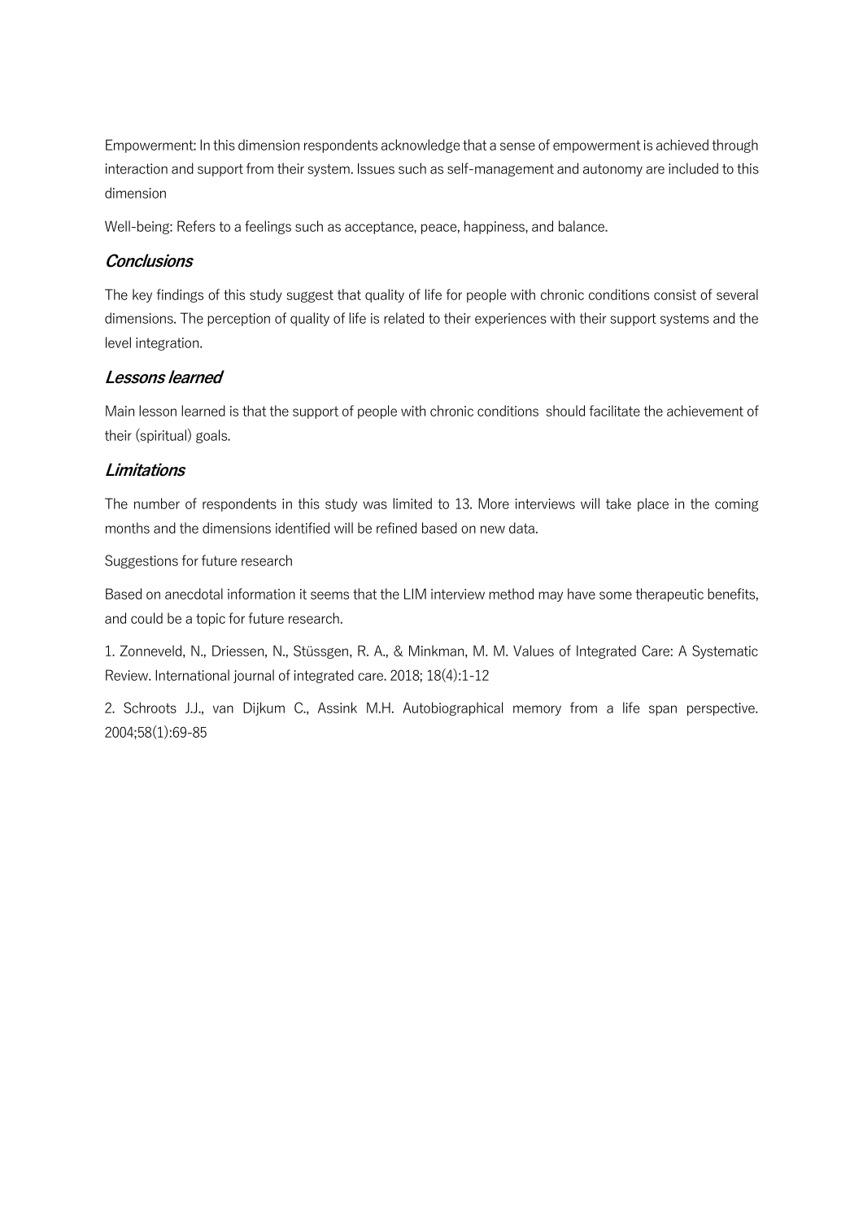Empowerment: In this dimension respondents acknowledge that a sense of empowerment is achieved through interaction and support from their system. Issues such as self-management and autonomy are included to this dimension

Well-being: Refers to a feelings such as acceptance, peace, happiness, and balance.

### *Conclusions*

The key findings of this study suggest that quality of life for people with chronic conditions consist of several dimensions. The perception of quality of life is related to their experiences with their support systems and the level integration.

### *Lessons learned*

Main lesson learned is that the support of people with chronic conditions should facilitate the achievement of their (spiritual) goals.

### *Limitations*

The number of respondents in this study was limited to 13. More interviews will take place in the coming months and the dimensions identified will be refined based on new data.

Suggestions for future research

Based on anecdotal information it seems that the LIM interview method may have some therapeutic benefits, and could be a topic for future research.

1. Zonneveld, N., Driessen, N., Stüssgen, R. A., & Minkman, M. M. Values of Integrated Care: A Systematic Review. International journal of integrated care. 2018; 18(4):1-12

2. Schroots J.J., van Dijkum C., Assink M.H. Autobiographical memory from a life span perspective. 2004;58(1):69-85